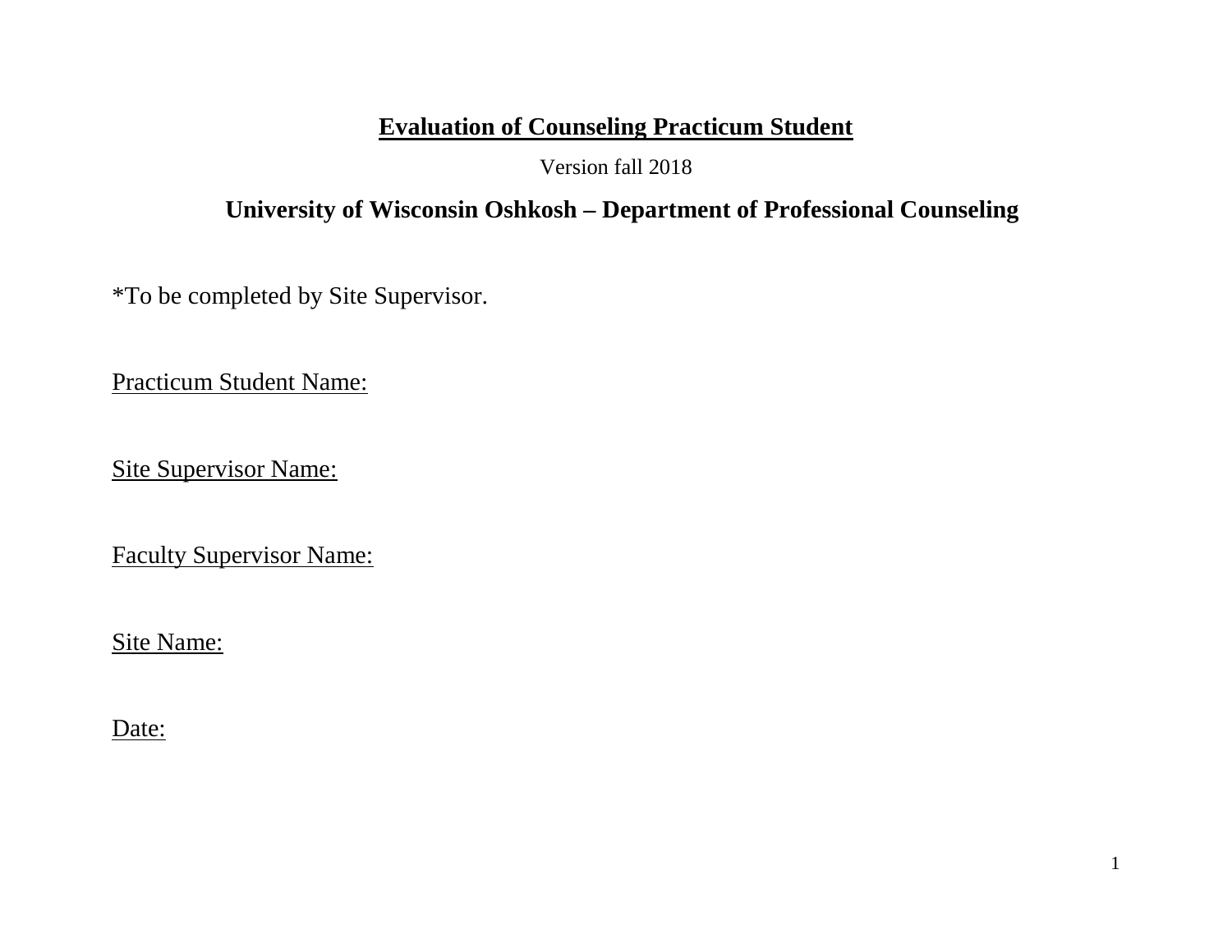# Evaluation of Counseling Practicum Student

Version fall 2018

## University of Wisconsin Oshkosh – Department of Professional Counseling

*To be completed by Site Supervisor.

Practicum Student Name:

Site Supervisor Name:

Faculty Supervisor Name:

Site Name:

Date: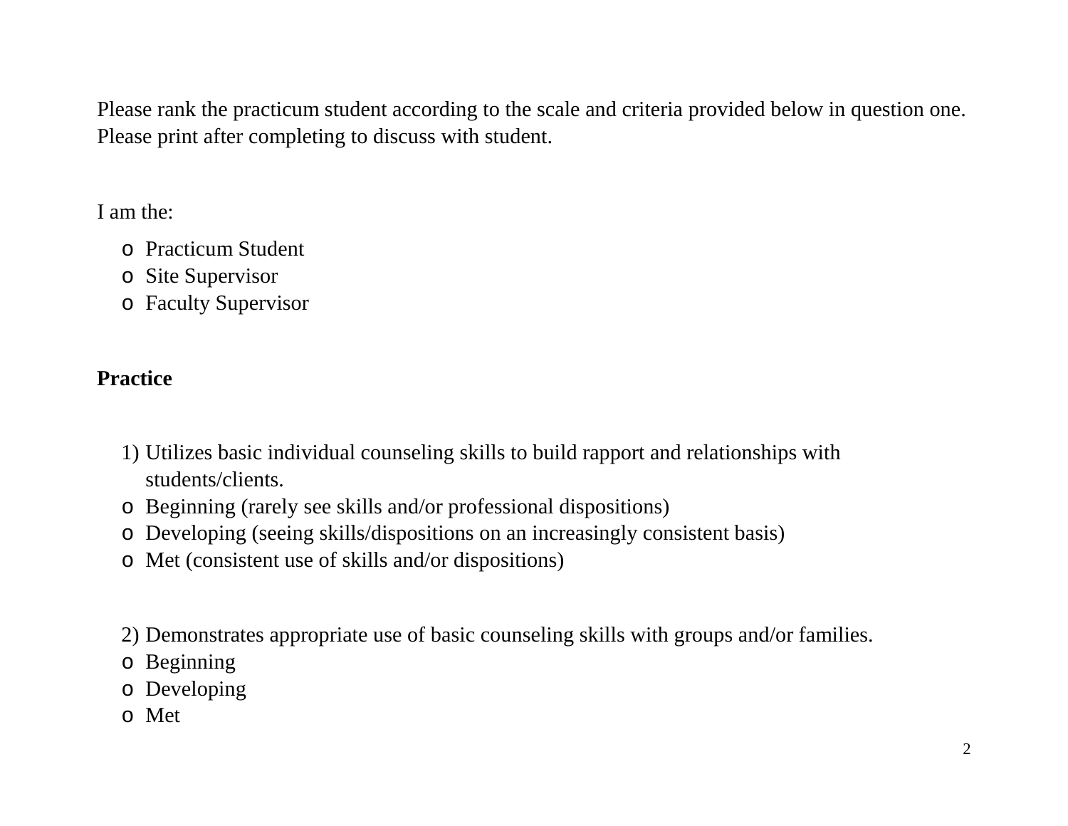Please rank the practicum student according to the scale and criteria provided below in question one. Please print after completing to discuss with student.

I am the:

- Practicum Student
- Site Supervisor
- Faculty Supervisor

**Practice**

1) Utilizes basic individual counseling skills to build rapport and relationships with students/clients.

- Beginning (rarely see skills and/or professional dispositions)
- Developing (seeing skills/dispositions on an increasingly consistent basis)
- Met (consistent use of skills and/or dispositions)

2) Demonstrates appropriate use of basic counseling skills with groups and/or families.

- Beginning
- Developing
- Met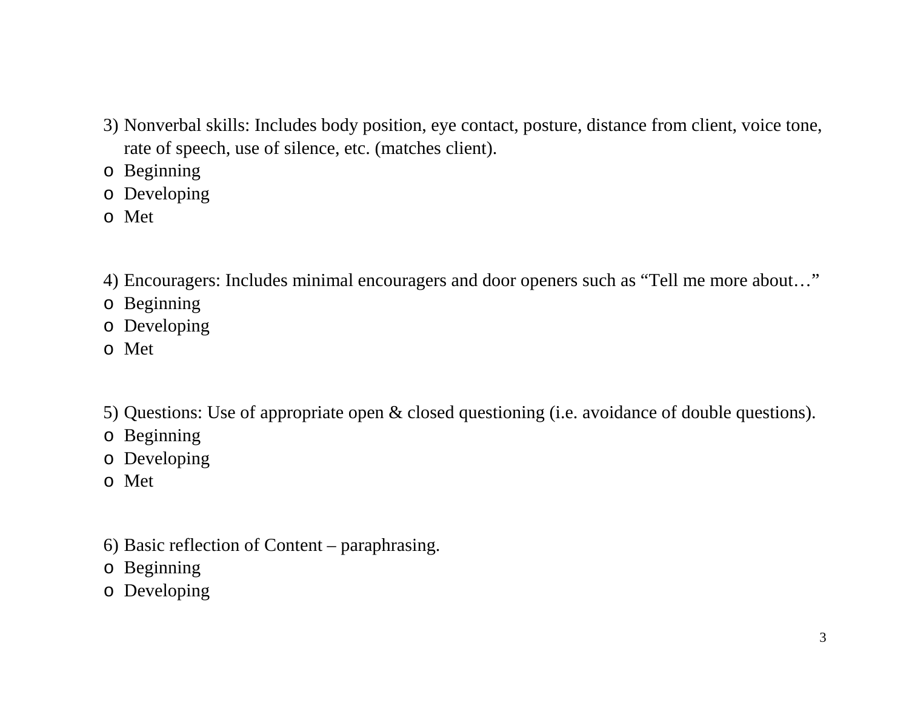3) Nonverbal skills: Includes body position, eye contact, posture, distance from client, voice tone, rate of speech, use of silence, etc. (matches client).

- Beginning
- Developing
- Met

4) Encouragers: Includes minimal encouragers and door openers such as "Tell me more about…"

- Beginning
- Developing
- Met

5) Questions: Use of appropriate open & closed questioning (i.e. avoidance of double questions).

- Beginning
- Developing
- Met

6) Basic reflection of Content – paraphrasing.

- Beginning
- Developing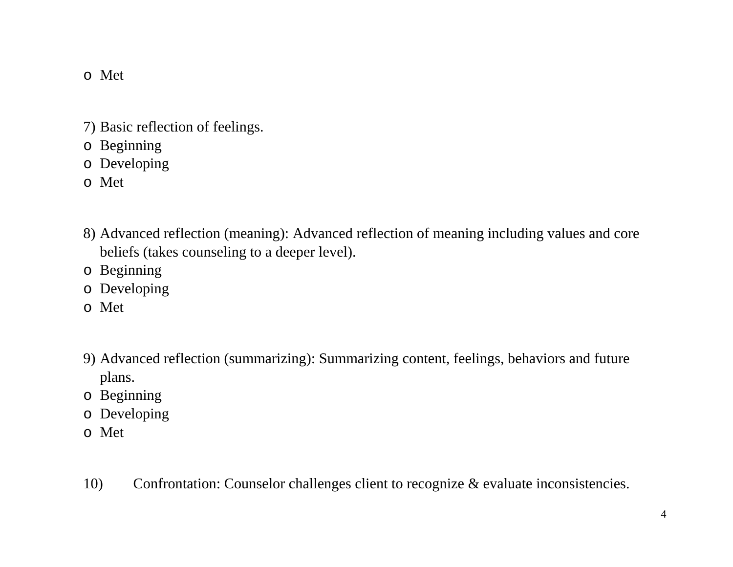- Met

7) Basic reflection of feelings.
- Beginning
- Developing
- Met

8) Advanced reflection (meaning): Advanced reflection of meaning including values and core beliefs (takes counseling to a deeper level).
- Beginning
- Developing
- Met

9) Advanced reflection (summarizing): Summarizing content, feelings, behaviors and future plans.
- Beginning
- Developing
- Met

10) Confrontation: Counselor challenges client to recognize & evaluate inconsistencies.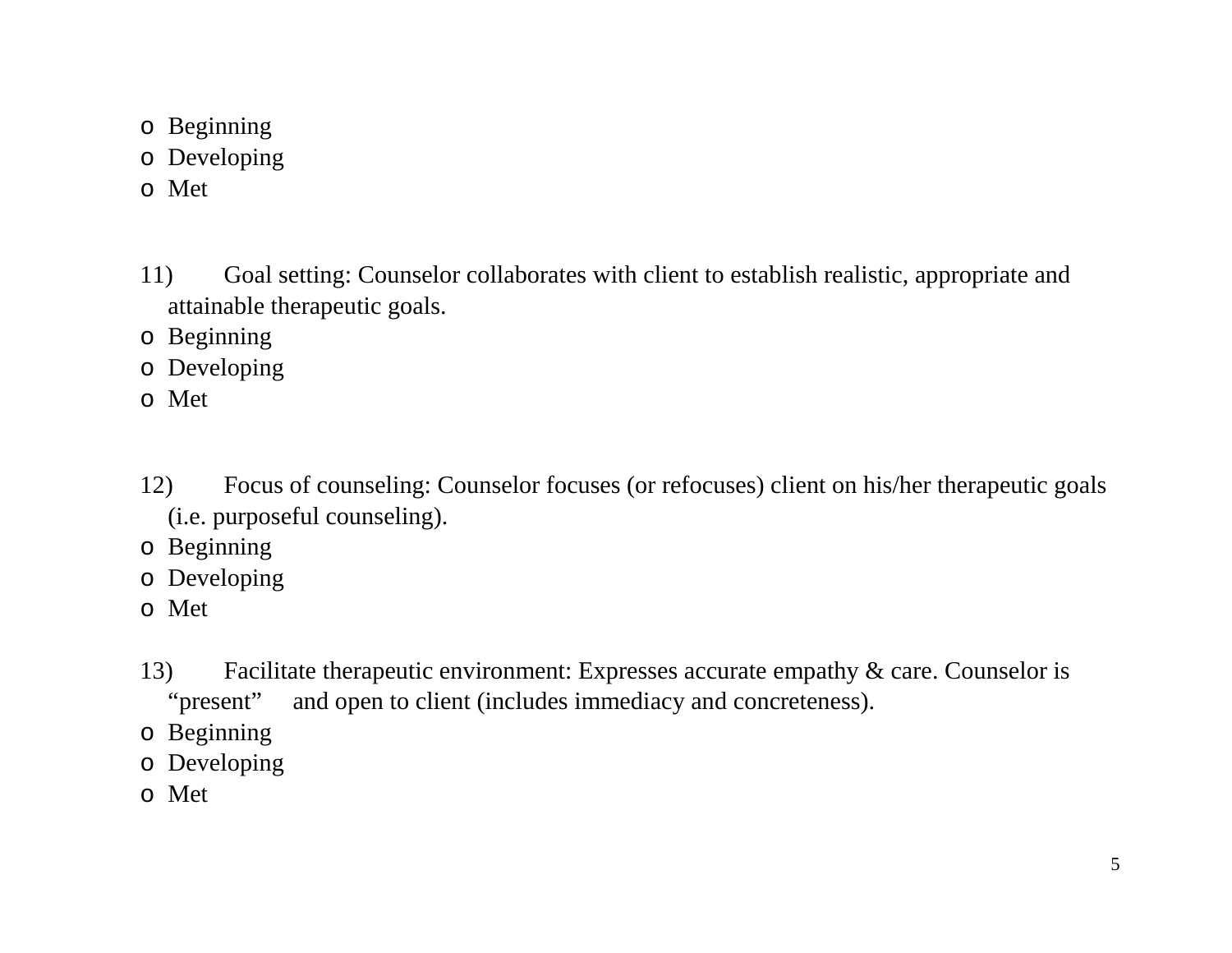- Beginning
- Developing
- Met

11) Goal setting: Counselor collaborates with client to establish realistic, appropriate and attainable therapeutic goals.

- Beginning
- Developing
- Met

12) Focus of counseling: Counselor focuses (or refocuses) client on his/her therapeutic goals (i.e. purposeful counseling).

- Beginning
- Developing
- Met

13) Facilitate therapeutic environment: Expresses accurate empathy & care. Counselor is "present" and open to client (includes immediacy and concreteness).

- Beginning
- Developing
- Met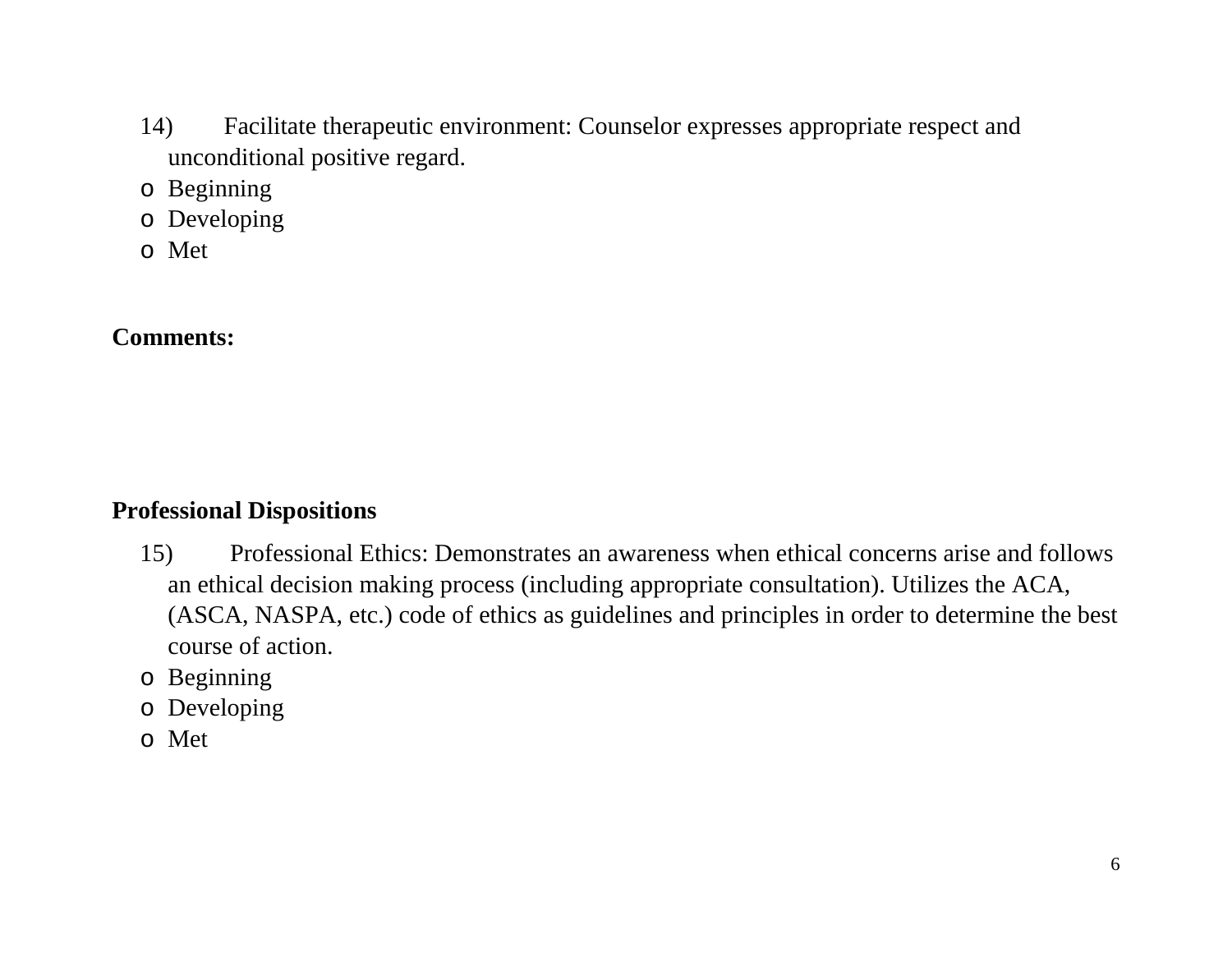14) Facilitate therapeutic environment: Counselor expresses appropriate respect and unconditional positive regard.

- Beginning
- Developing
- Met

**Comments:**

**Professional Dispositions**

15) Professional Ethics: Demonstrates an awareness when ethical concerns arise and follows an ethical decision making process (including appropriate consultation). Utilizes the ACA, (ASCA, NASPA, etc.) code of ethics as guidelines and principles in order to determine the best course of action.

- Beginning
- Developing
- Met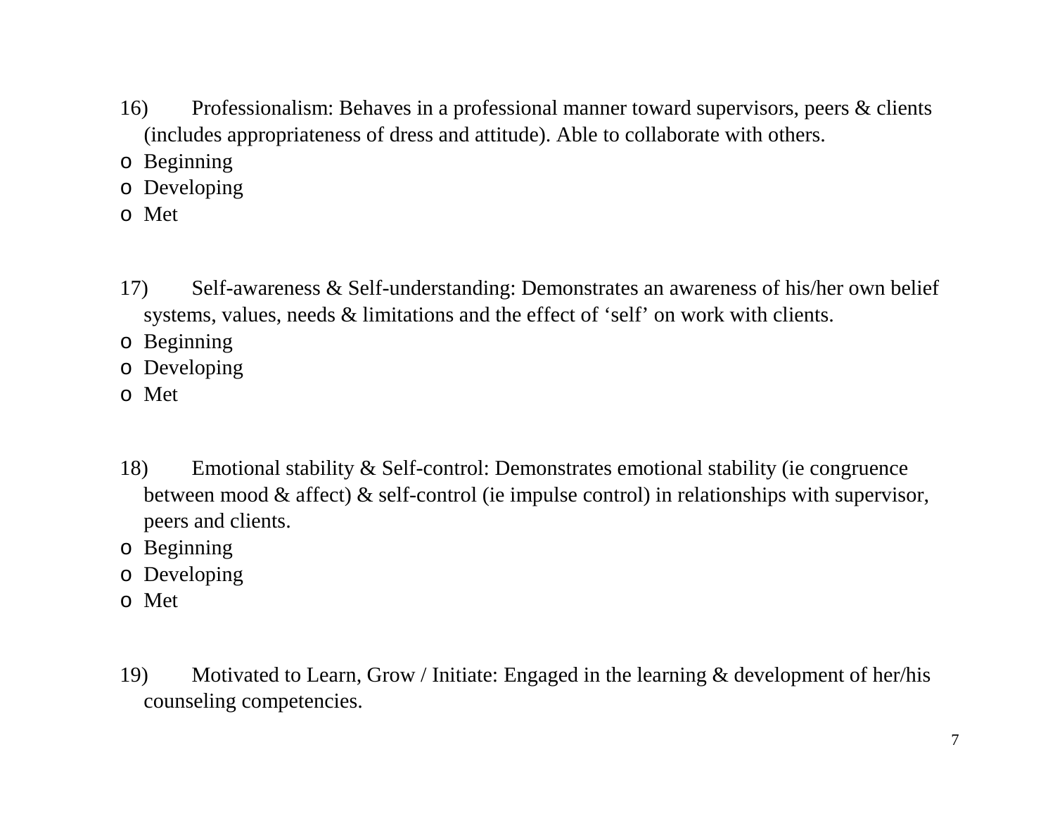16) Professionalism: Behaves in a professional manner toward supervisors, peers & clients (includes appropriateness of dress and attitude). Able to collaborate with others.

- o Beginning
- o Developing
- o Met

17) Self-awareness & Self-understanding: Demonstrates an awareness of his/her own belief systems, values, needs & limitations and the effect of 'self' on work with clients.

- o Beginning
- o Developing
- o Met

18) Emotional stability & Self-control: Demonstrates emotional stability (ie congruence between mood & affect) & self-control (ie impulse control) in relationships with supervisor, peers and clients.

- o Beginning
- o Developing
- o Met

19) Motivated to Learn, Grow / Initiate: Engaged in the learning & development of her/his counseling competencies.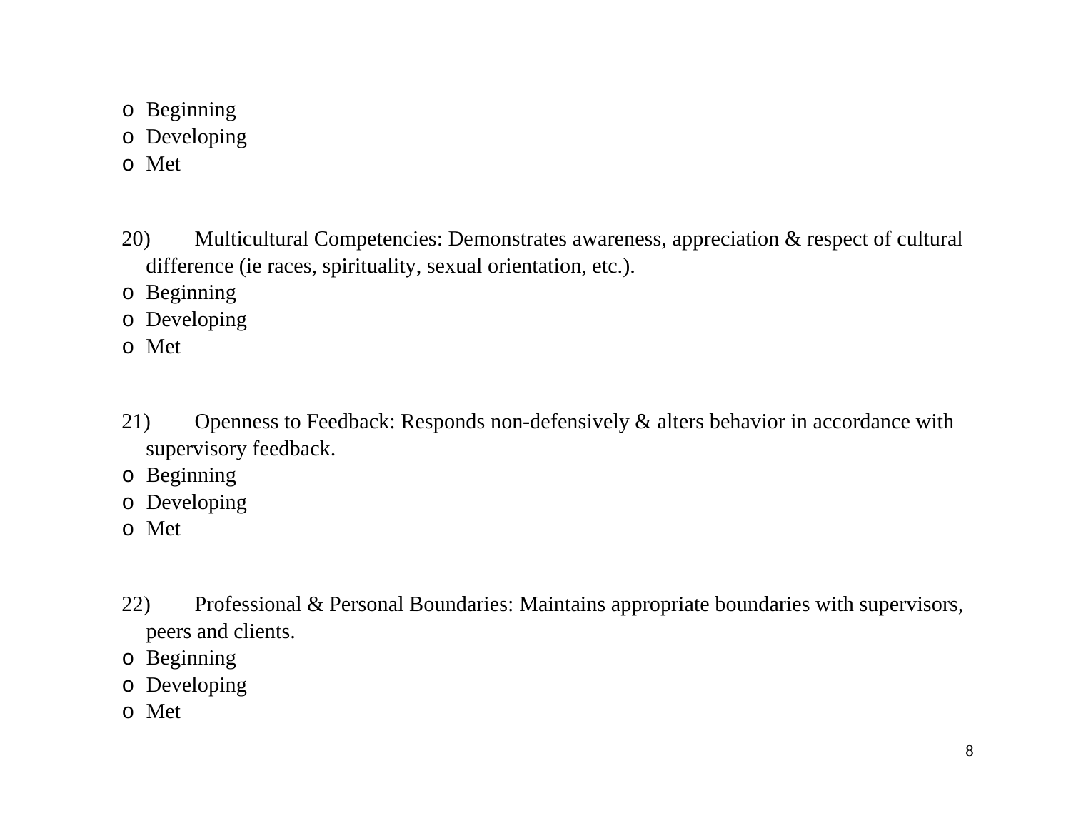- Beginning
- Developing
- Met

20) Multicultural Competencies: Demonstrates awareness, appreciation & respect of cultural difference (ie races, spirituality, sexual orientation, etc.).

- Beginning
- Developing
- Met

21) Openness to Feedback: Responds non-defensively & alters behavior in accordance with supervisory feedback.

- Beginning
- Developing
- Met

22) Professional & Personal Boundaries: Maintains appropriate boundaries with supervisors, peers and clients.

- Beginning
- Developing
- Met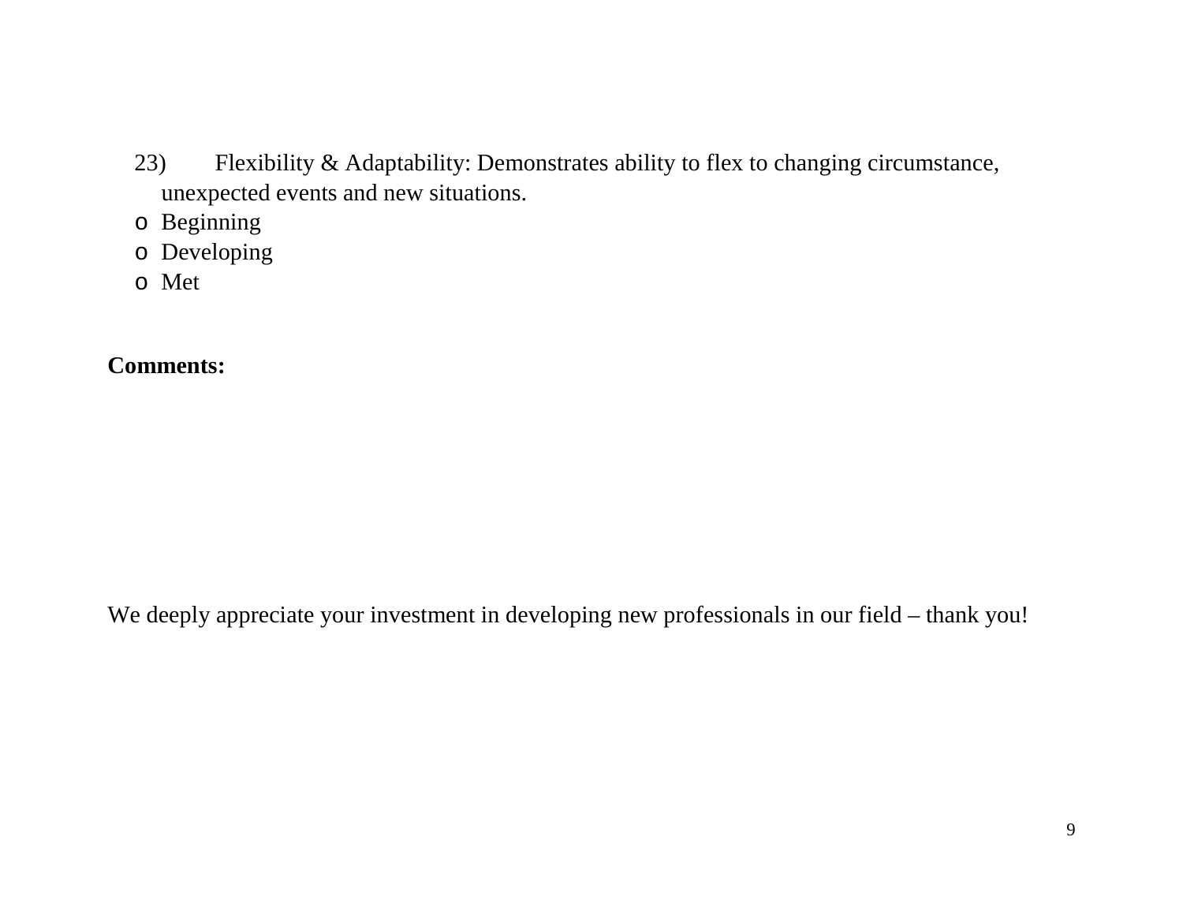23) Flexibility & Adaptability: Demonstrates ability to flex to changing circumstance, unexpected events and new situations.

- Beginning
- Developing
- Met

**Comments:**

We deeply appreciate your investment in developing new professionals in our field – thank you!